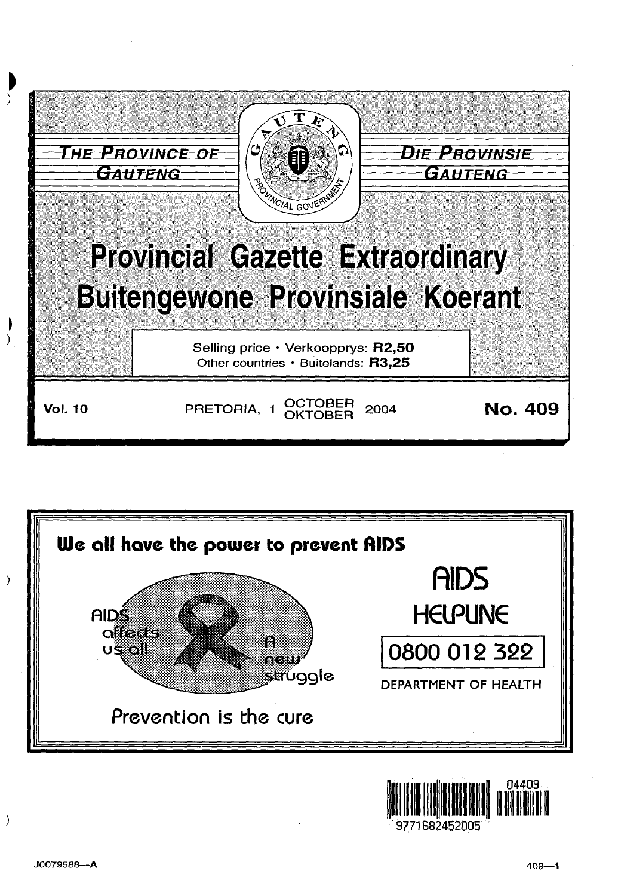THE PROVINCE OF GAUTENG

DIE PROVINSIE GAUTENG

# Provincial Gazette Extraordinary
# Buitengewone Provinsiale Koerant

Selling price · Verkoopprys: **R2,50**
Other countries · Buitelands: **R3,25**

Vol. 10 | PRETORIA, 1 OCTOBER / OKTOBER 2004 | **No. 409**

**We all have the power to prevent AIDS**

AIDS affects us all — A new struggle

Prevention is the cure

AIDS HELPLINE

0800 012 322

DEPARTMENT OF HEALTH

04409

9771682452005

J0079588—A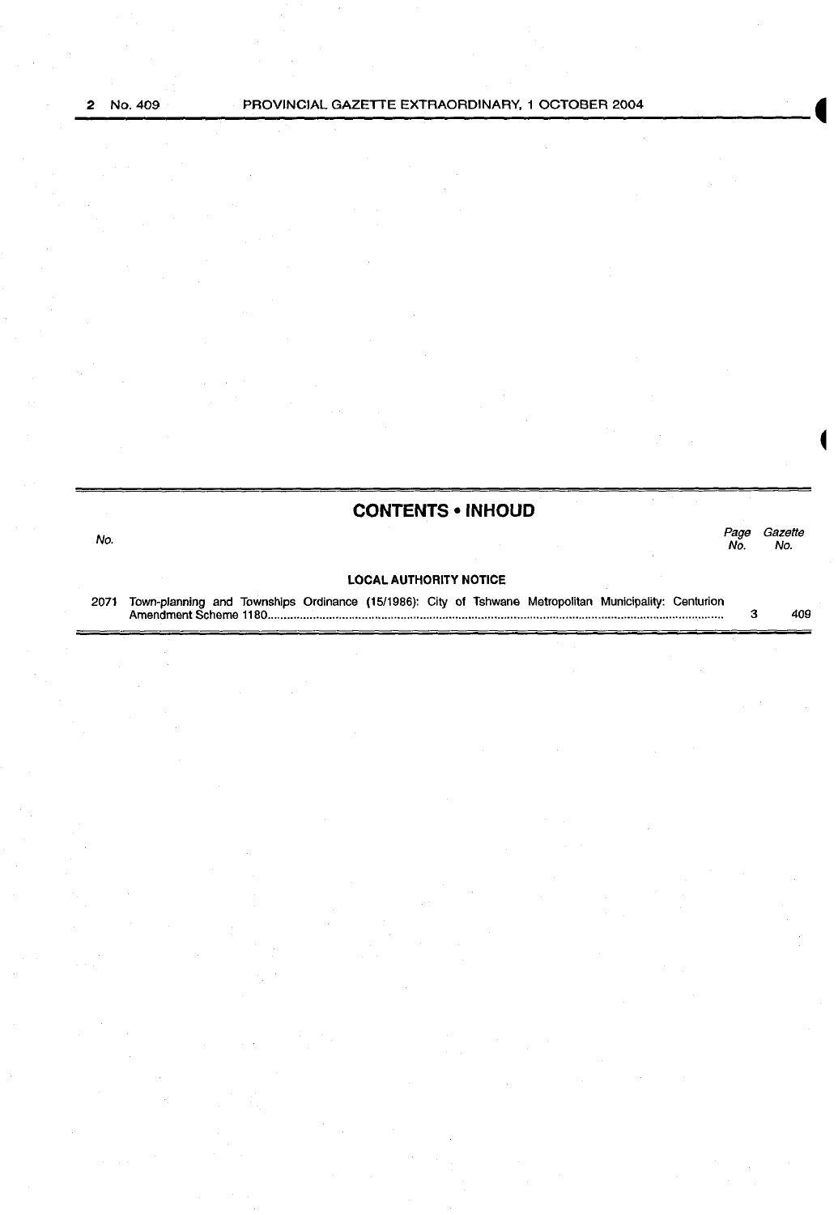## CONTENTS • INHOUD

| No. | | Page No. | Gazette No. |
|---|---|---|---|
| | **LOCAL AUTHORITY NOTICE** | | |
| 2071 | Town-planning and Townships Ordinance (15/1986): City of Tshwane Metropolitan Municipality: Centurion Amendment Scheme 1180 | 3 | 409 |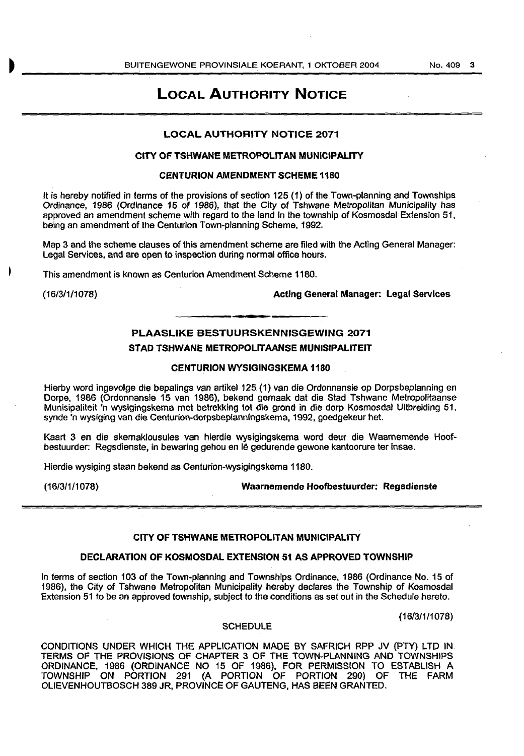# LOCAL AUTHORITY NOTICE

## LOCAL AUTHORITY NOTICE 2071

### CITY OF TSHWANE METROPOLITAN MUNICIPALITY

### CENTURION AMENDMENT SCHEME 1180

It is hereby notified in terms of the provisions of section 125 (1) of the Town-planning and Townships Ordinance, 1986 (Ordinance 15 of 1986), that the City of Tshwane Metropolitan Municipality has approved an amendment scheme with regard to the land in the township of Kosmosdal Extension 51, being an amendment of the Centurion Town-planning Scheme, 1992.

Map 3 and the scheme clauses of this amendment scheme are filed with the Acting General Manager: Legal Services, and are open to inspection during normal office hours.

This amendment is known as Centurion Amendment Scheme 1180.

(16/3/1/1078) **Acting General Manager: Legal Services**

---

## PLAASLIKE BESTUURSKENNISGEWING 2071

### STAD TSHWANE METROPOLITAANSE MUNISIPALITEIT

### CENTURION WYSIGINGSKEMA 1180

Hierby word ingevolge die bepalings van artikel 125 (1) van die Ordonnansie op Dorpsbeplanning en Dorpe, 1986 (Ordonnansie 15 van 1986), bekend gemaak dat die Stad Tshwane Metropolitaanse Munisipaliteit 'n wysigingskema met betrekking tot die grond in die dorp Kosmosdal Uitbreiding 51, synde 'n wysiging van die Centurion-dorpsbeplanningskema, 1992, goedgekeur het.

Kaart 3 en die skemaklousules van hierdie wysigingskema word deur die Waarnemende Hoofbestuurder: Regsdienste, in bewaring gehou en lê gedurende gewone kantoorure ter insae.

Hierdie wysiging staan bekend as Centurion-wysigingskema 1180.

(16/3/1/1078) **Waarnemende Hoofbestuurder: Regsdienste**

---

### CITY OF TSHWANE METROPOLITAN MUNICIPALITY

### DECLARATION OF KOSMOSDAL EXTENSION 51 AS APPROVED TOWNSHIP

In terms of section 103 of the Town-planning and Townships Ordinance, 1986 (Ordinance No. 15 of 1986), the City of Tshwane Metropolitan Municipality hereby declares the Township of Kosmosdal Extension 51 to be an approved township, subject to the conditions as set out in the Schedule hereto.

(16/3/1/1078)

SCHEDULE

CONDITIONS UNDER WHICH THE APPLICATION MADE BY SAFRICH RPP JV (PTY) LTD IN TERMS OF THE PROVISIONS OF CHAPTER 3 OF THE TOWN-PLANNING AND TOWNSHIPS ORDINANCE, 1986 (ORDINANCE NO 15 OF 1986), FOR PERMISSION TO ESTABLISH A TOWNSHIP ON PORTION 291 (A PORTION OF PORTION 290) OF THE FARM OLIEVENHOUTBOSCH 389 JR, PROVINCE OF GAUTENG, HAS BEEN GRANTED.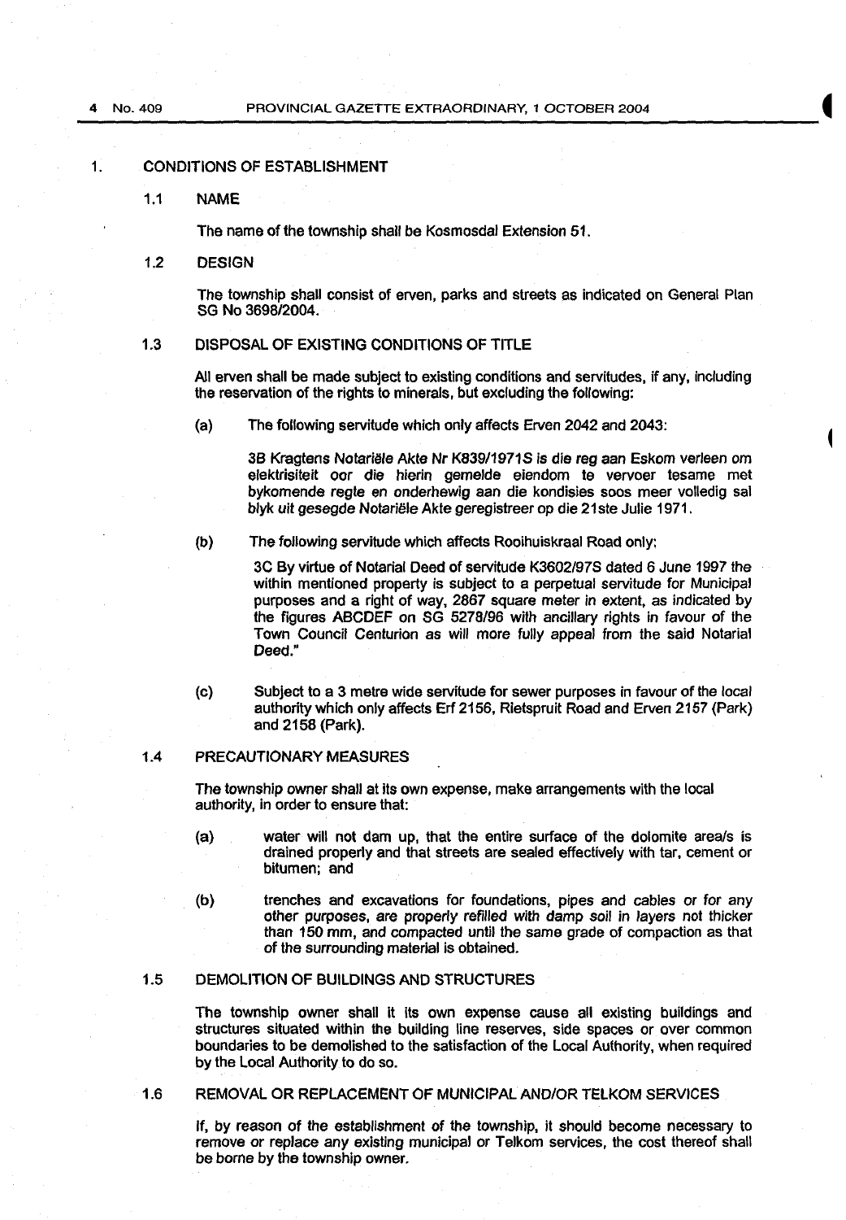1. CONDITIONS OF ESTABLISHMENT

1.1 NAME

The name of the township shall be Kosmosdal Extension 51.

1.2 DESIGN

The township shall consist of erven, parks and streets as indicated on General Plan SG No 3698/2004.

1.3 DISPOSAL OF EXISTING CONDITIONS OF TITLE

All erven shall be made subject to existing conditions and servitudes, if any, including the reservation of the rights to minerals, but excluding the following:

(a) The following servitude which only affects Erven 2042 and 2043:

3B Kragtens Notariële Akte Nr K839/1971S is die reg aan Eskom verleen om elektrisiteit oor die hierin gemelde eiendom te vervoer tesame met bykomende regte en onderhewig aan die kondisies soos meer volledig sal blyk uit gesegde Notariële Akte geregistreer op die 21ste Julie 1971.

(b) The following servitude which affects Rooihuiskraal Road only:

3C By virtue of Notarial Deed of servitude K3602/97S dated 6 June 1997 the within mentioned property is subject to a perpetual servitude for Municipal purposes and a right of way, 2867 square meter in extent, as indicated by the figures ABCDEF on SG 5278/96 with ancillary rights in favour of the Town Council Centurion as will more fully appeal from the said Notarial Deed."

(c) Subject to a 3 metre wide servitude for sewer purposes in favour of the local authority which only affects Erf 2156, Rietspruit Road and Erven 2157 (Park) and 2158 (Park).

1.4 PRECAUTIONARY MEASURES

The township owner shall at its own expense, make arrangements with the local authority, in order to ensure that:

(a) water will not dam up, that the entire surface of the dolomite area/s is drained properly and that streets are sealed effectively with tar, cement or bitumen; and

(b) trenches and excavations for foundations, pipes and cables or for any other purposes, are properly refilled with damp soil in layers not thicker than 150 mm, and compacted until the same grade of compaction as that of the surrounding material is obtained.

1.5 DEMOLITION OF BUILDINGS AND STRUCTURES

The township owner shall it its own expense cause all existing buildings and structures situated within the building line reserves, side spaces or over common boundaries to be demolished to the satisfaction of the Local Authority, when required by the Local Authority to do so.

1.6 REMOVAL OR REPLACEMENT OF MUNICIPAL AND/OR TELKOM SERVICES

If, by reason of the establishment of the township, it should become necessary to remove or replace any existing municipal or Telkom services, the cost thereof shall be borne by the township owner.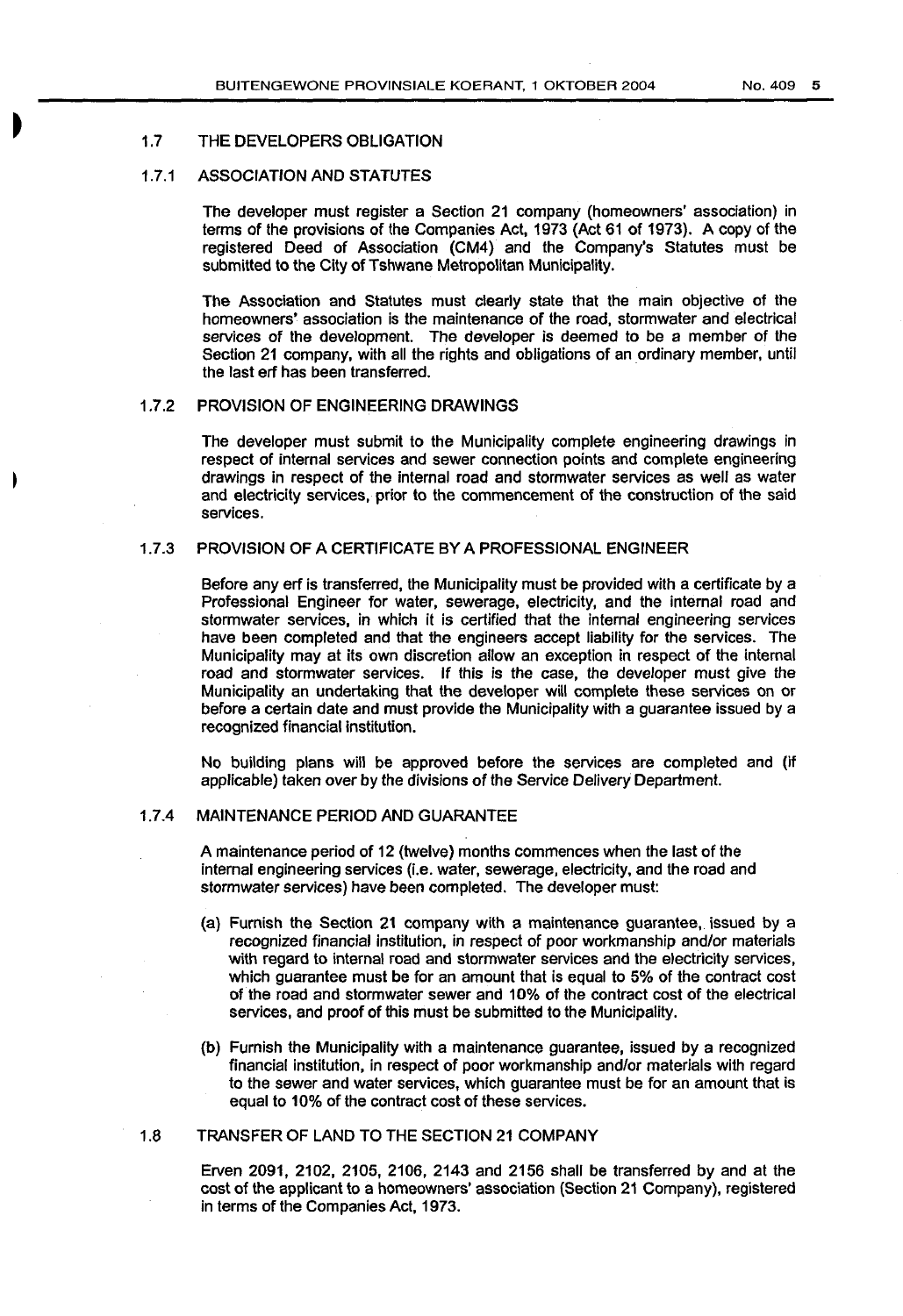### 1.7 THE DEVELOPERS OBLIGATION

#### 1.7.1 ASSOCIATION AND STATUTES

The developer must register a Section 21 company (homeowners' association) in terms of the provisions of the Companies Act, 1973 (Act 61 of 1973). A copy of the registered Deed of Association (CM4) and the Company's Statutes must be submitted to the City of Tshwane Metropolitan Municipality.

The Association and Statutes must clearly state that the main objective of the homeowners' association is the maintenance of the road, stormwater and electrical services of the development. The developer is deemed to be a member of the Section 21 company, with all the rights and obligations of an ordinary member, until the last erf has been transferred.

#### 1.7.2 PROVISION OF ENGINEERING DRAWINGS

The developer must submit to the Municipality complete engineering drawings in respect of internal services and sewer connection points and complete engineering drawings in respect of the internal road and stormwater services as well as water and electricity services, prior to the commencement of the construction of the said services.

#### 1.7.3 PROVISION OF A CERTIFICATE BY A PROFESSIONAL ENGINEER

Before any erf is transferred, the Municipality must be provided with a certificate by a Professional Engineer for water, sewerage, electricity, and the internal road and stormwater services, in which it is certified that the internal engineering services have been completed and that the engineers accept liability for the services. The Municipality may at its own discretion allow an exception in respect of the internal road and stormwater services. If this is the case, the developer must give the Municipality an undertaking that the developer will complete these services on or before a certain date and must provide the Municipality with a guarantee issued by a recognized financial institution.

No building plans will be approved before the services are completed and (if applicable) taken over by the divisions of the Service Delivery Department.

#### 1.7.4 MAINTENANCE PERIOD AND GUARANTEE

A maintenance period of 12 (twelve) months commences when the last of the internal engineering services (i.e. water, sewerage, electricity, and the road and stormwater services) have been completed. The developer must:

(a) Furnish the Section 21 company with a maintenance guarantee, issued by a recognized financial institution, in respect of poor workmanship and/or materials with regard to internal road and stormwater services and the electricity services, which guarantee must be for an amount that is equal to 5% of the contract cost of the road and stormwater sewer and 10% of the contract cost of the electrical services, and proof of this must be submitted to the Municipality.

(b) Furnish the Municipality with a maintenance guarantee, issued by a recognized financial institution, in respect of poor workmanship and/or materials with regard to the sewer and water services, which guarantee must be for an amount that is equal to 10% of the contract cost of these services.

### 1.8 TRANSFER OF LAND TO THE SECTION 21 COMPANY

Erven 2091, 2102, 2105, 2106, 2143 and 2156 shall be transferred by and at the cost of the applicant to a homeowners' association (Section 21 Company), registered in terms of the Companies Act, 1973.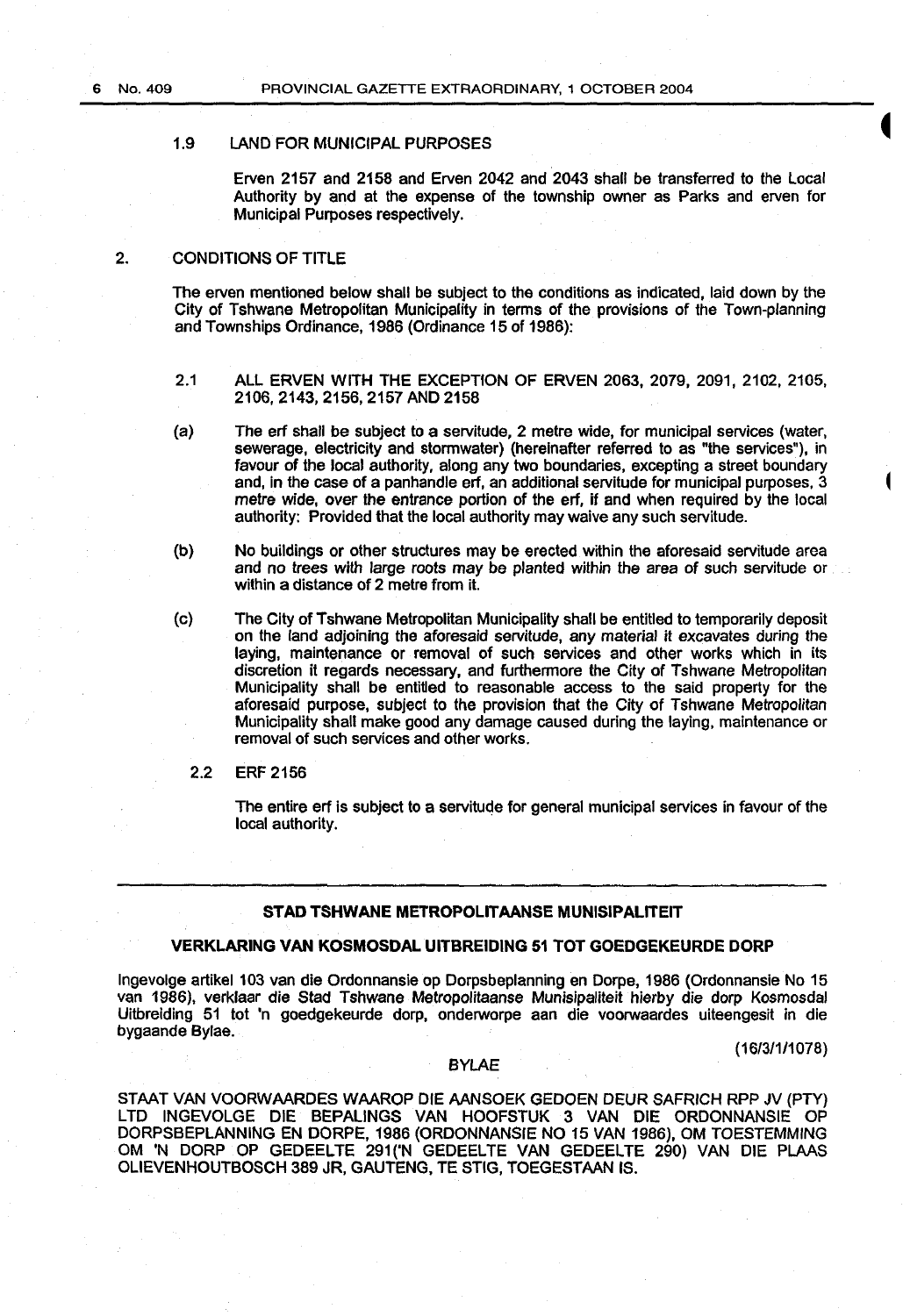1.9 LAND FOR MUNICIPAL PURPOSES

Erven 2157 and 2158 and Erven 2042 and 2043 shall be transferred to the Local Authority by and at the expense of the township owner as Parks and erven for Municipal Purposes respectively.

2. CONDITIONS OF TITLE

The erven mentioned below shall be subject to the conditions as indicated, laid down by the City of Tshwane Metropolitan Municipality in terms of the provisions of the Town-planning and Townships Ordinance, 1986 (Ordinance 15 of 1986):

2.1 ALL ERVEN WITH THE EXCEPTION OF ERVEN 2063, 2079, 2091, 2102, 2105, 2106, 2143, 2156, 2157 AND 2158

(a) The erf shall be subject to a servitude, 2 metre wide, for municipal services (water, sewerage, electricity and stormwater) (hereinafter referred to as "the services"), in favour of the local authority, along any two boundaries, excepting a street boundary and, in the case of a panhandle erf, an additional servitude for municipal purposes, 3 metre wide, over the entrance portion of the erf, if and when required by the local authority: Provided that the local authority may waive any such servitude.

(b) No buildings or other structures may be erected within the aforesaid servitude area and no trees with large roots may be planted within the area of such servitude or within a distance of 2 metre from it.

(c) The City of Tshwane Metropolitan Municipality shall be entitled to temporarily deposit on the land adjoining the aforesaid servitude, any material it excavates during the laying, maintenance or removal of such services and other works which in its discretion it regards necessary, and furthermore the City of Tshwane Metropolitan Municipality shall be entitled to reasonable access to the said property for the aforesaid purpose, subject to the provision that the City of Tshwane Metropolitan Municipality shall make good any damage caused during the laying, maintenance or removal of such services and other works.

2.2 ERF 2156

The entire erf is subject to a servitude for general municipal services in favour of the local authority.

---

**STAD TSHWANE METROPOLITAANSE MUNISIPALITEIT**

**VERKLARING VAN KOSMOSDAL UITBREIDING 51 TOT GOEDGEKEURDE DORP**

Ingevolge artikel 103 van die Ordonnansie op Dorpsbeplanning en Dorpe, 1986 (Ordonnansie No 15 van 1986), verklaar die Stad Tshwane Metropolitaanse Munisipaliteit hierby die dorp Kosmosdal Uitbreiding 51 tot 'n goedgekeurde dorp, onderworpe aan die voorwaardes uiteengesit in die bygaande Bylae.

(16/3/1/1078)

BYLAE

STAAT VAN VOORWAARDES WAAROP DIE AANSOEK GEDOEN DEUR SAFRICH RPP JV (PTY) LTD INGEVOLGE DIE BEPALINGS VAN HOOFSTUK 3 VAN DIE ORDONNANSIE OP DORPSBEPLANNING EN DORPE, 1986 (ORDONNANSIE NO 15 VAN 1986), OM TOESTEMMING OM 'N DORP OP GEDEELTE 291('N GEDEELTE VAN GEDEELTE 290) VAN DIE PLAAS OLIEVENHOUTBOSCH 389 JR, GAUTENG, TE STIG, TOEGESTAAN IS.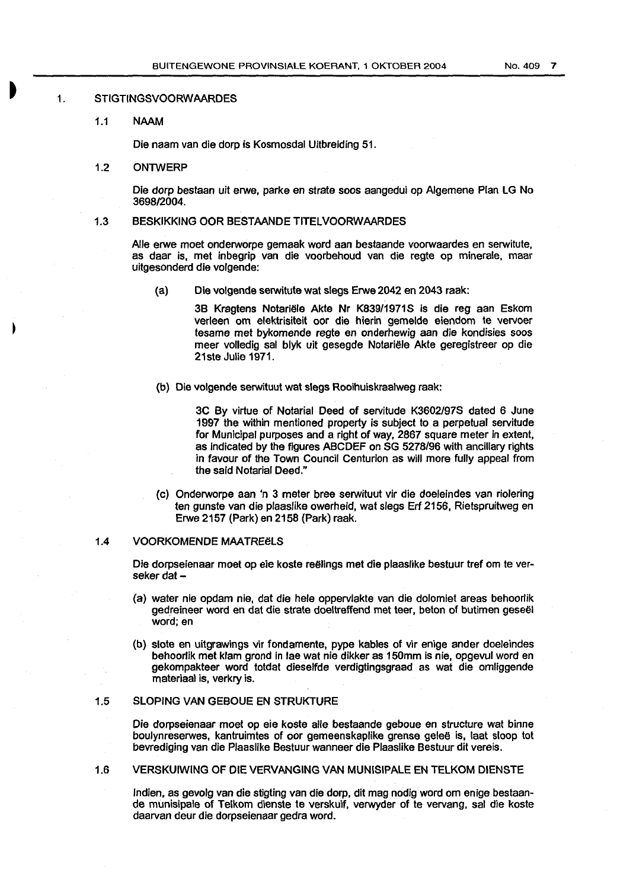1. STIGTINGSVOORWAARDES

1.1 NAAM

Die naam van die dorp is Kosmosdal Uitbreiding 51.

1.2 ONTWERP

Die dorp bestaan uit erwe, parke en strate soos aangedui op Algemene Plan LG No 3698/2004.

1.3 BESKIKKING OOR BESTAANDE TITELVOORWAARDES

Alle erwe moet onderworpe gemaak word aan bestaande voorwaardes en serwitute, as daar is, met inbegrip van die voorbehoud van die regte op minerale, maar uitgesonderd die volgende:

(a) Die volgende serwitute wat slegs Erwe 2042 en 2043 raak:

3B Kragtens Notariële Akte Nr K839/1971S is die reg aan Eskom verleen om elektrisiteit oor die hierin gemelde eiendom te vervoer tesame met bykomende regte en onderhewig aan die kondisies soos meer volledig sal blyk uit gesegde Notariële Akte geregistreer op die 21ste Julie 1971.

(b) Die volgende serwituut wat slegs Rooihuiskraalweg raak:

3C By virtue of Notarial Deed of servitude K3602/97S dated 6 June 1997 the within mentioned property is subject to a perpetual servitude for Municipal purposes and a right of way, 2867 square meter in extent, as indicated by the figures ABCDEF on SG 5278/96 with ancillary rights in favour of the Town Council Centurion as will more fully appeal from the said Notarial Deed."

(c) Onderworpe aan 'n 3 meter bree serwituut vir die doeleindes van riolering ten gunste van die plaaslike owerheid, wat slegs Erf 2156, Rietspruitweg en Erwe 2157 (Park) en 2158 (Park) raak.

1.4 VOORKOMENDE MAATREËLS

Die dorpseienaar moet op eie koste reëlings met die plaaslike bestuur tref om te verseker dat –

(a) water nie opdam nie, dat die hele oppervlakte van die dolomiet areas behoorlik gedreineer word en dat die strate doeltreffend met teer, beton of butimen geseël word; en

(b) slote en uitgrawings vir fondamente, pype kables of vir enige ander doeleindes behoorlik met klam grond in lae wat nie dikker as 150mm is nie, opgevul word en gekompakteer word totdat dieselfde verdigtingsgraad as wat die omliggende materiaal is, verkry is.

1.5 SLOPING VAN GEBOUE EN STRUKTURE

Die dorpseienaar moet op eie koste alle bestaande geboue en structure wat binne boulynreserwes, kantruimtes of oor gemeenskaplike grense geleë is, laat sloop tot bevrediging van die Plaaslike Bestuur wanneer die Plaaslike Bestuur dit vereis.

1.6 VERSKUIWING OF DIE VERVANGING VAN MUNISIPALE EN TELKOM DIENSTE

Indien, as gevolg van die stigting van die dorp, dit mag nodig word om enige bestaande munisipale of Telkom dienste te verskuif, verwyder of te vervang, sal die koste daarvan deur die dorpseienaar gedra word.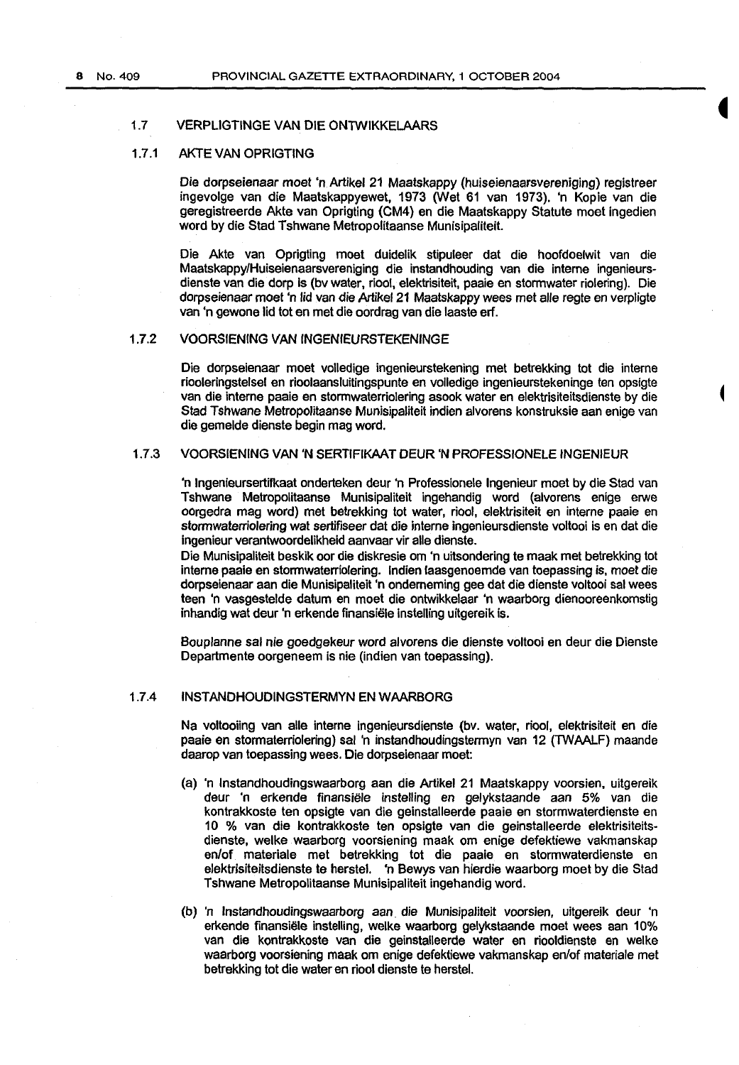### 1.7 VERPLIGTINGE VAN DIE ONTWIKKELAARS

#### 1.7.1 AKTE VAN OPRIGTING

Die dorpseienaar moet 'n Artikel 21 Maatskappy (huiseienaarsvereniging) registreer ingevolge van die Maatskappyewet, 1973 (Wet 61 van 1973). 'n Kopie van die geregistreerde Akte van Oprigting (CM4) en die Maatskappy Statute moet ingedien word by die Stad Tshwane Metropolitaanse Munisipaliteit.

Die Akte van Oprigting moet duidelik stipuleer dat die hoofdoelwit van die Maatskappy/Huiseienaarsvereniging die instandhouding van die interne ingenieursdienste van die dorp is (bv water, riool, elektrisiteit, paaie en stormwater riolering). Die dorpseienaar moet 'n lid van die Artikel 21 Maatskappy wees met alle regte en verpligte van 'n gewone lid tot en met die oordrag van die laaste erf.

#### 1.7.2 VOORSIENING VAN INGENIEURSTEKENINGE

Die dorpseienaar moet volledige ingenieurstekening met betrekking tot die interne rioleringstelsel en rioolaansluitingspunte en volledige ingenieurstekeninge ten opsigte van die interne paaie en stormwaterriolering asook water en elektrisiteitsdienste by die Stad Tshwane Metropolitaanse Munisipaliteit indien alvorens konstruksie aan enige van die gemelde dienste begin mag word.

#### 1.7.3 VOORSIENING VAN 'N SERTIFIKAAT DEUR 'N PROFESSIONELE INGENIEUR

'n Ingenieursertifkaat onderteken deur 'n Professionele Ingenieur moet by die Stad van Tshwane Metropolitaanse Munisipaliteit ingehandig word (alvorens enige erwe oorgedra mag word) met betrekking tot water, riool, elektrisiteit en interne paaie en stormwaterriolering wat sertifiseer dat die interne ingenieursdienste voltooi is en dat die ingenieur verantwoordelikheid aanvaar vir alle dienste.
Die Munisipaliteit beskik oor die diskresie om 'n uitsondering te maak met betrekking tot interne paaie en stormwaterriolering. Indien laasgenoemde van toepassing is, moet die dorpseienaar aan die Munisipaliteit 'n onderneming gee dat die dienste voltooi sal wees teen 'n vasgestelde datum en moet die ontwikkelaar 'n waarborg dienooreenkomstig inhandig wat deur 'n erkende finansiële instelling uitgereik is.

Bouplanne sal nie goedgekeur word alvorens die dienste voltooi en deur die Dienste Departmente oorgeneem is nie (indien van toepassing).

#### 1.7.4 INSTANDHOUDINGSTERMYN EN WAARBORG

Na voltooiing van alle interne ingenieursdienste (bv. water, riool, elektrisiteit en die paaie en stormaterriolering) sal 'n instandhoudingstermyn van 12 (TWAALF) maande daarop van toepassing wees. Die dorpseienaar moet:

(a) 'n Instandhoudingswaarborg aan die Artikel 21 Maatskappy voorsien, uitgereik deur 'n erkende finansiële instelling en gelykstaande aan 5% van die kontrakkoste ten opsigte van die geinstalleerde paaie en stormwaterdienste en 10 % van die kontrakkoste ten opsigte van die geinstalleerde elektrisiteitsdienste, welke waarborg voorsiening maak om enige defektiewe vakmanskap en/of materiale met betrekking tot die paaie en stormwaterdienste en elektrisiteitsdienste te herstel. 'n Bewys van hierdie waarborg moet by die Stad Tshwane Metropolitaanse Munisipaliteit ingehandig word.

(b) 'n Instandhoudingswaarborg aan die Munisipaliteit voorsien, uitgereik deur 'n erkende finansiële instelling, welke waarborg gelykstaande moet wees aan 10% van die kontrakkoste van die geinstalleerde water en riooldienste en welke waarborg voorsiening maak om enige defektiewe vakmanskap en/of materiale met betrekking tot die water en riool dienste te herstel.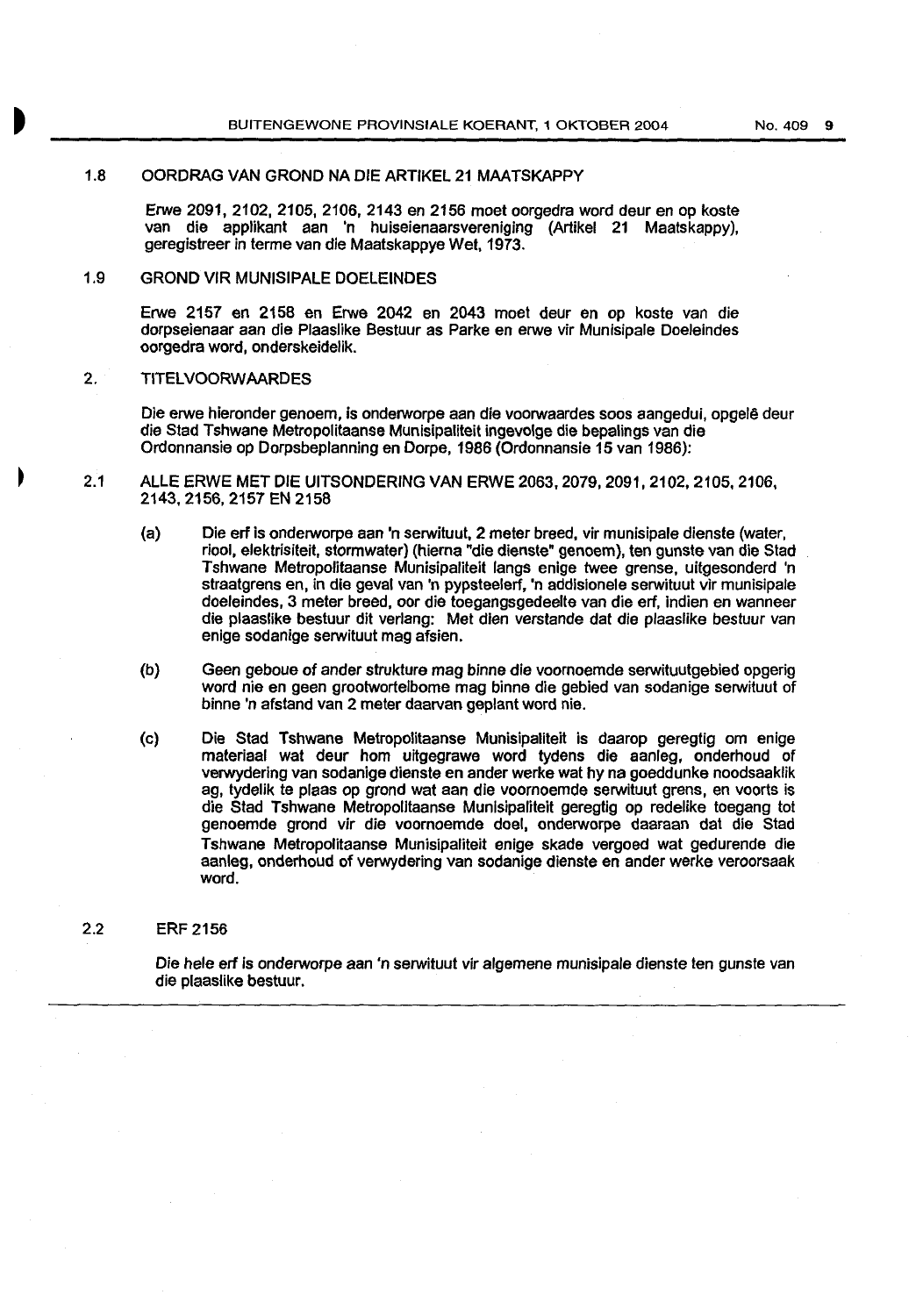### 1.8 OORDRAG VAN GROND NA DIE ARTIKEL 21 MAATSKAPPY

Erwe 2091, 2102, 2105, 2106, 2143 en 2156 moet oorgedra word deur en op koste van die applikant aan 'n huiseienaarsvereniging (Artikel 21 Maatskappy), geregistreer in terme van die Maatskappye Wet, 1973.

### 1.9 GROND VIR MUNISIPALE DOELEINDES

Erwe 2157 en 2158 en Erwe 2042 en 2043 moet deur en op koste van die dorpseienaar aan die Plaaslike Bestuur as Parke en erwe vir Munisipale Doeleindes oorgedra word, onderskeidelik.

## 2. TITELVOORWAARDES

Die erwe hieronder genoem, is onderworpe aan die voorwaardes soos aangedui, opgelê deur die Stad Tshwane Metropolitaanse Munisipaliteit ingevolge die bepalings van die Ordonnansie op Dorpsbeplanning en Dorpe, 1986 (Ordonnansie 15 van 1986):

### 2.1 ALLE ERWE MET DIE UITSONDERING VAN ERWE 2063, 2079, 2091, 2102, 2105, 2106, 2143, 2156, 2157 EN 2158

(a) Die erf is onderworpe aan 'n serwituut, 2 meter breed, vir munisipale dienste (water, riool, elektrisiteit, stormwater) (hierna "die dienste" genoem), ten gunste van die Stad Tshwane Metropolitaanse Munisipaliteit langs enige twee grense, uitgesonderd 'n straatgrens en, in die geval van 'n pypsteelerf, 'n addisionele serwituut vir munisipale doeleindes, 3 meter breed, oor die toegangsgedeelte van die erf, indien en wanneer die plaaslike bestuur dit verlang: Met dien verstande dat die plaaslike bestuur van enige sodanige serwituut mag afsien.

(b) Geen geboue of ander strukture mag binne die voornoemde serwituutgebied opgerig word nie en geen grootwortelbome mag binne die gebied van sodanige serwituut of binne 'n afstand van 2 meter daarvan geplant word nie.

(c) Die Stad Tshwane Metropolitaanse Munisipaliteit is daarop geregtig om enige materiaal wat deur hom uitgegrawe word tydens die aanleg, onderhoud of verwydering van sodanige dienste en ander werke wat hy na goeddunke noodsaaklik ag, tydelik te plaas op grond wat aan die voornoemde serwituut grens, en voorts is die Stad Tshwane Metropolitaanse Munisipaliteit geregtig op redelike toegang tot genoemde grond vir die voornoemde doel, onderworpe daaraan dat die Stad Tshwane Metropolitaanse Munisipaliteit enige skade vergoed wat gedurende die aanleg, onderhoud of verwydering van sodanige dienste en ander werke veroorsaak word.

### 2.2 ERF 2156

Die hele erf is onderworpe aan 'n serwituut vir algemene munisipale dienste ten gunste van die plaaslike bestuur.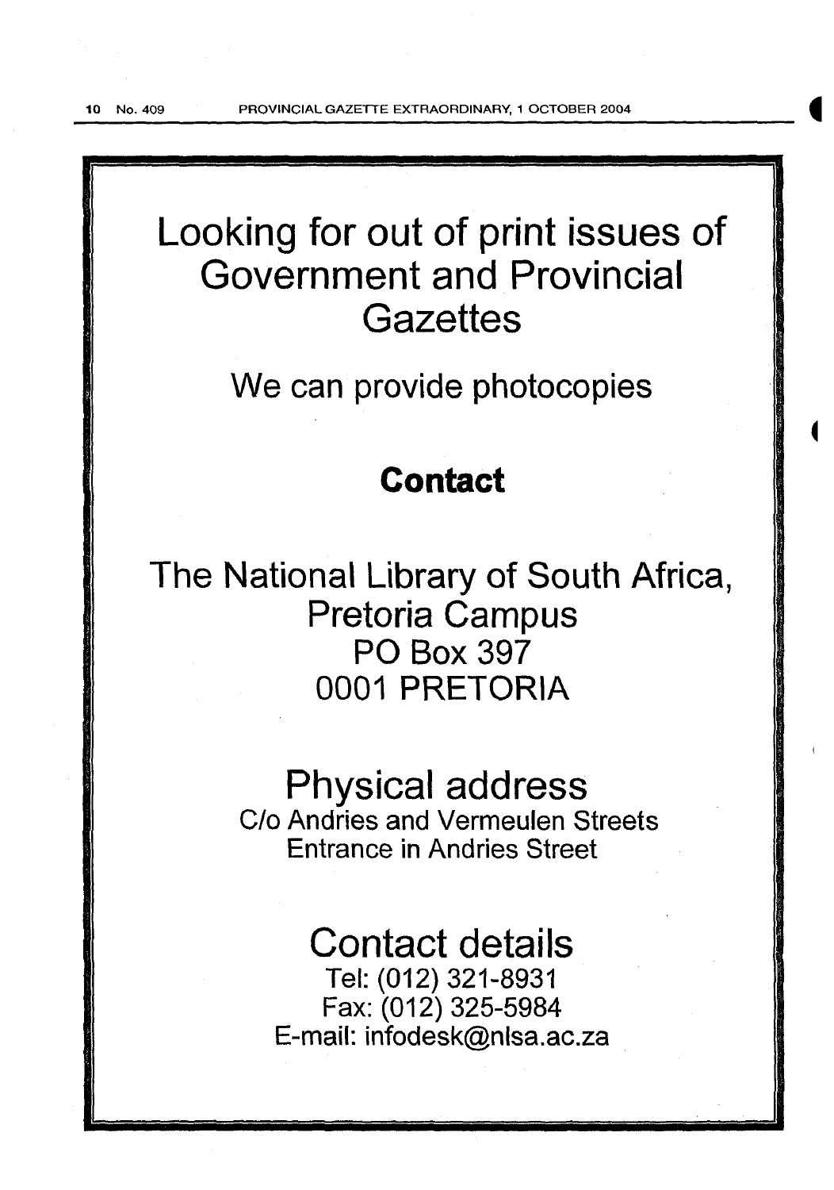# Looking for out of print issues of Government and Provincial Gazettes

We can provide photocopies

## Contact

The National Library of South Africa, Pretoria Campus
PO Box 397
0001 PRETORIA

## Physical address

C/o Andries and Vermeulen Streets
Entrance in Andries Street

## Contact details

Tel: (012) 321-8931
Fax: (012) 325-5984
E-mail: infodesk@nlsa.ac.za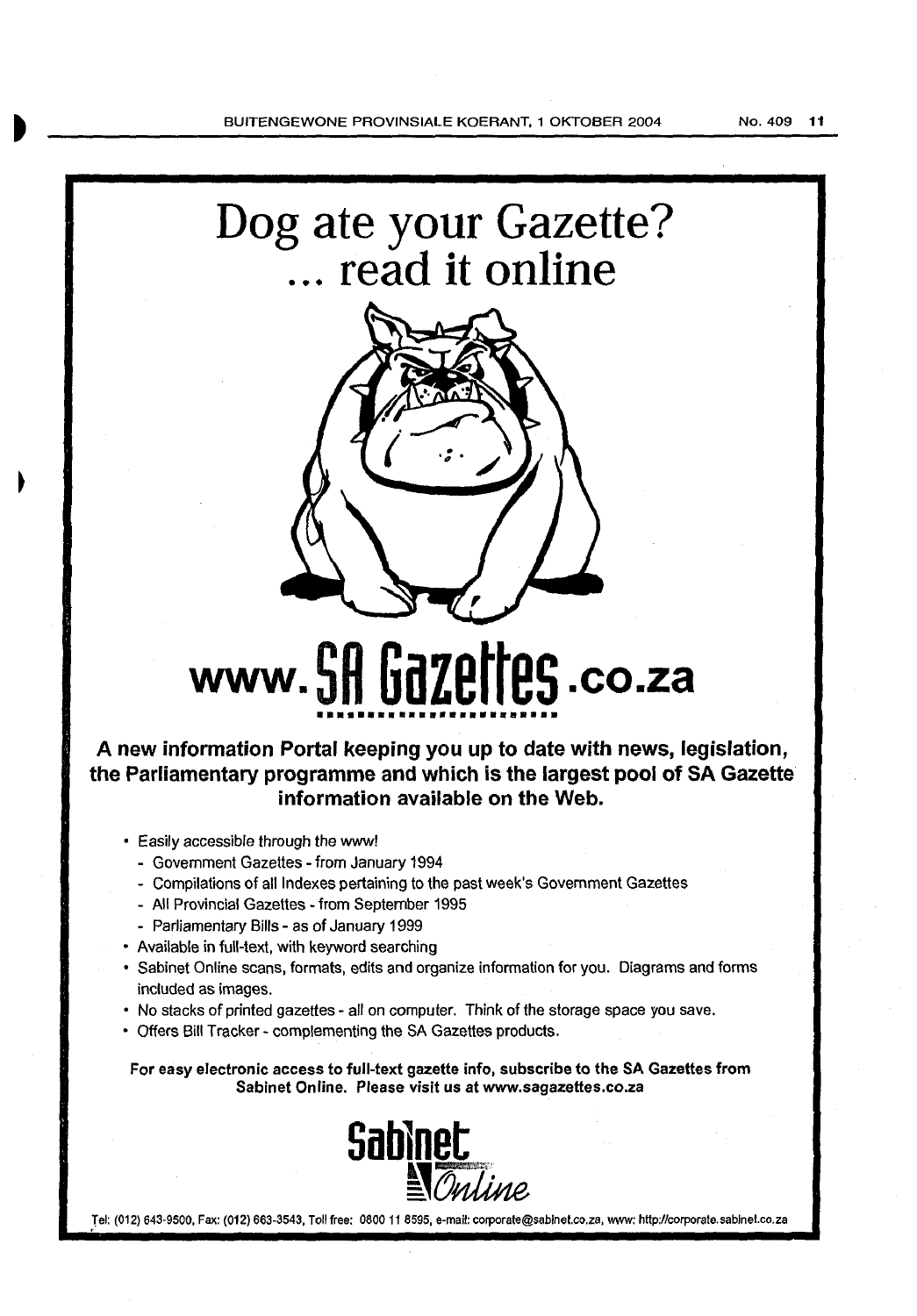# Dog ate your Gazette?
# ... read it online

# www.SA Gazettes.co.za

**A new information Portal keeping you up to date with news, legislation, the Parliamentary programme and which is the largest pool of SA Gazette information available on the Web.**

- Easily accessible through the www!
  - Government Gazettes - from January 1994
  - Compilations of all Indexes pertaining to the past week's Government Gazettes
  - All Provincial Gazettes - from September 1995
  - Parliamentary Bills - as of January 1999
- Available in full-text, with keyword searching
- Sabinet Online scans, formats, edits and organize information for you. Diagrams and forms included as images.
- No stacks of printed gazettes - all on computer. Think of the storage space you save.
- Offers Bill Tracker - complementing the SA Gazettes products.

**For easy electronic access to full-text gazette info, subscribe to the SA Gazettes from Sabinet Online. Please visit us at www.sagazettes.co.za**

Sabinet Online

Tel: (012) 643-9500, Fax: (012) 663-3543, Toll free: 0800 11 8595, e-mail: corporate@sabinet.co.za, www: http://corporate.sabinet.co.za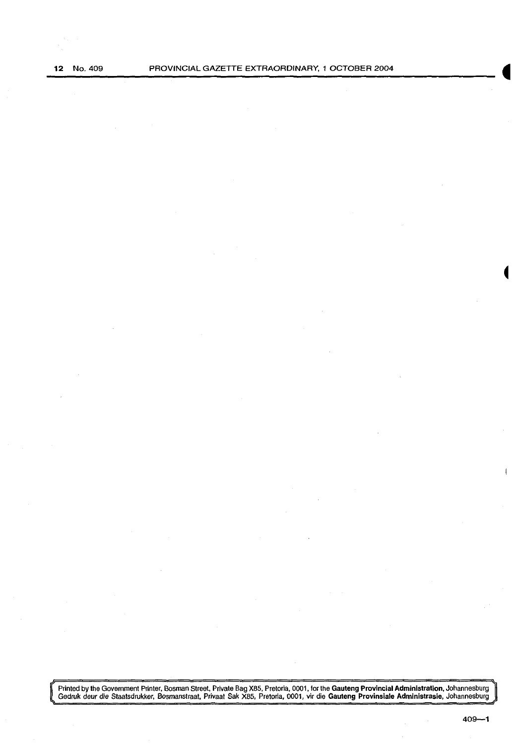Printed by the Government Printer, Bosman Street, Private Bag X85, Pretoria, 0001, for the **Gauteng Provincial Administration**, Johannesburg
*Gedruk deur die Staatsdrukker*, Bosmanstraat, Privaat Sak X85, Pretoria, 0001, vir die **Gauteng Provinsiale Administrasie**, Johannesburg

409—1